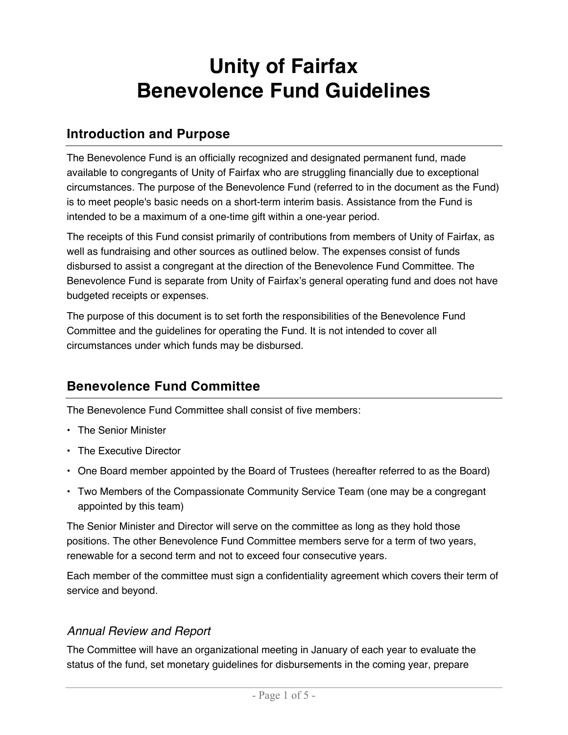# Unity of Fairfax
# Benevolence Fund Guidelines

## Introduction and Purpose

The Benevolence Fund is an officially recognized and designated permanent fund, made available to congregants of Unity of Fairfax who are struggling financially due to exceptional circumstances. The purpose of the Benevolence Fund (referred to in the document as the Fund) is to meet people's basic needs on a short-term interim basis. Assistance from the Fund is intended to be a maximum of a one-time gift within a one-year period.

The receipts of this Fund consist primarily of contributions from members of Unity of Fairfax, as well as fundraising and other sources as outlined below. The expenses consist of funds disbursed to assist a congregant at the direction of the Benevolence Fund Committee. The Benevolence Fund is separate from Unity of Fairfax's general operating fund and does not have budgeted receipts or expenses.

The purpose of this document is to set forth the responsibilities of the Benevolence Fund Committee and the guidelines for operating the Fund. It is not intended to cover all circumstances under which funds may be disbursed.

## Benevolence Fund Committee

The Benevolence Fund Committee shall consist of five members:

- The Senior Minister
- The Executive Director
- One Board member appointed by the Board of Trustees (hereafter referred to as the Board)
- Two Members of the Compassionate Community Service Team (one may be a congregant appointed by this team)

The Senior Minister and Director will serve on the committee as long as they hold those positions. The other Benevolence Fund Committee members serve for a term of two years, renewable for a second term and not to exceed four consecutive years.

Each member of the committee must sign a confidentiality agreement which covers their term of service and beyond.

### *Annual Review and Report*

The Committee will have an organizational meeting in January of each year to evaluate the status of the fund, set monetary guidelines for disbursements in the coming year, prepare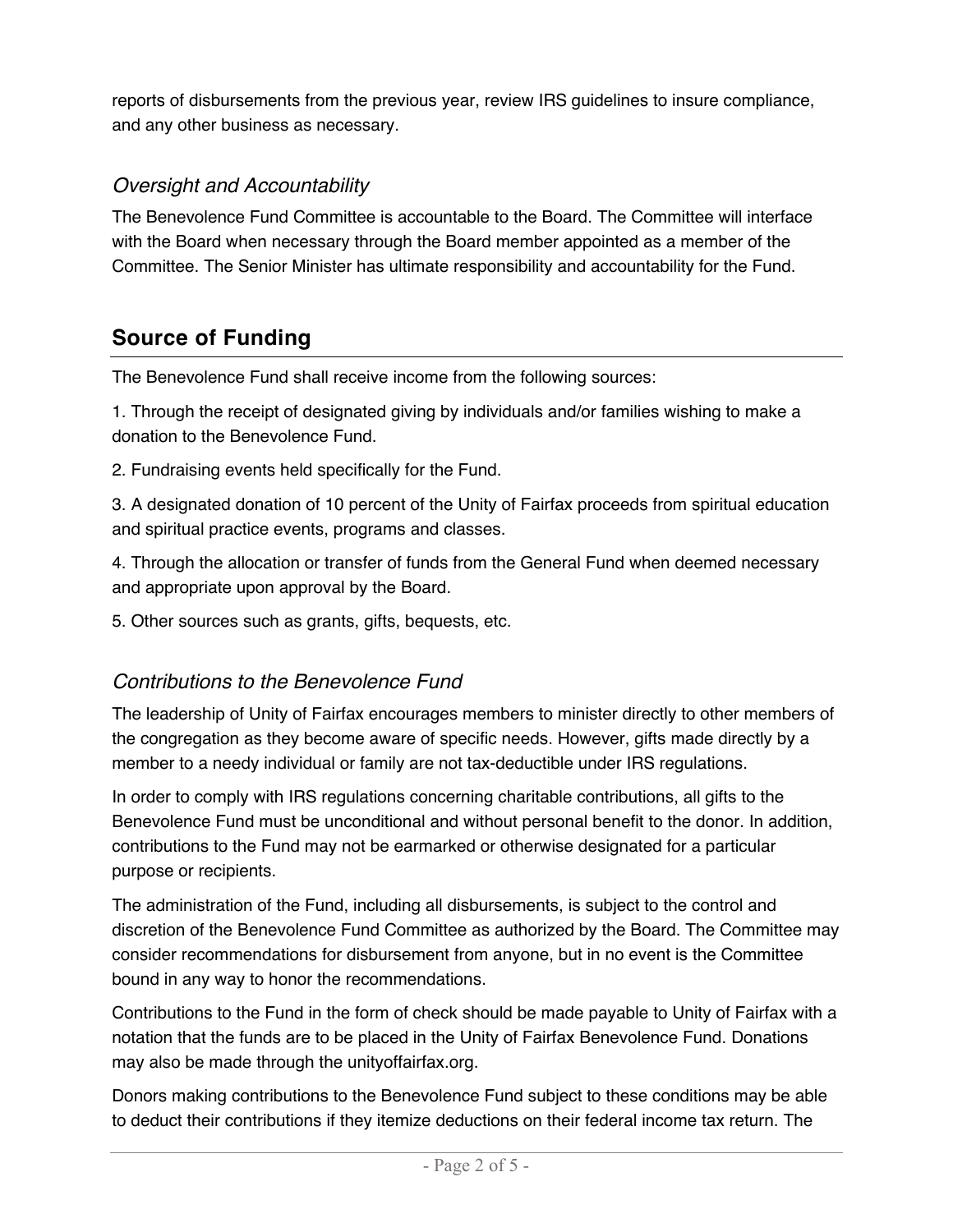reports of disbursements from the previous year, review IRS guidelines to insure compliance, and any other business as necessary.

### *Oversight and Accountability*

The Benevolence Fund Committee is accountable to the Board. The Committee will interface with the Board when necessary through the Board member appointed as a member of the Committee. The Senior Minister has ultimate responsibility and accountability for the Fund.

## Source of Funding

The Benevolence Fund shall receive income from the following sources:

1. Through the receipt of designated giving by individuals and/or families wishing to make a donation to the Benevolence Fund.

2. Fundraising events held specifically for the Fund.

3. A designated donation of 10 percent of the Unity of Fairfax proceeds from spiritual education and spiritual practice events, programs and classes.

4. Through the allocation or transfer of funds from the General Fund when deemed necessary and appropriate upon approval by the Board.

5. Other sources such as grants, gifts, bequests, etc.

### *Contributions to the Benevolence Fund*

The leadership of Unity of Fairfax encourages members to minister directly to other members of the congregation as they become aware of specific needs. However, gifts made directly by a member to a needy individual or family are not tax-deductible under IRS regulations.

In order to comply with IRS regulations concerning charitable contributions, all gifts to the Benevolence Fund must be unconditional and without personal benefit to the donor. In addition, contributions to the Fund may not be earmarked or otherwise designated for a particular purpose or recipients.

The administration of the Fund, including all disbursements, is subject to the control and discretion of the Benevolence Fund Committee as authorized by the Board. The Committee may consider recommendations for disbursement from anyone, but in no event is the Committee bound in any way to honor the recommendations.

Contributions to the Fund in the form of check should be made payable to Unity of Fairfax with a notation that the funds are to be placed in the Unity of Fairfax Benevolence Fund. Donations may also be made through the unityoffairfax.org.

Donors making contributions to the Benevolence Fund subject to these conditions may be able to deduct their contributions if they itemize deductions on their federal income tax return. The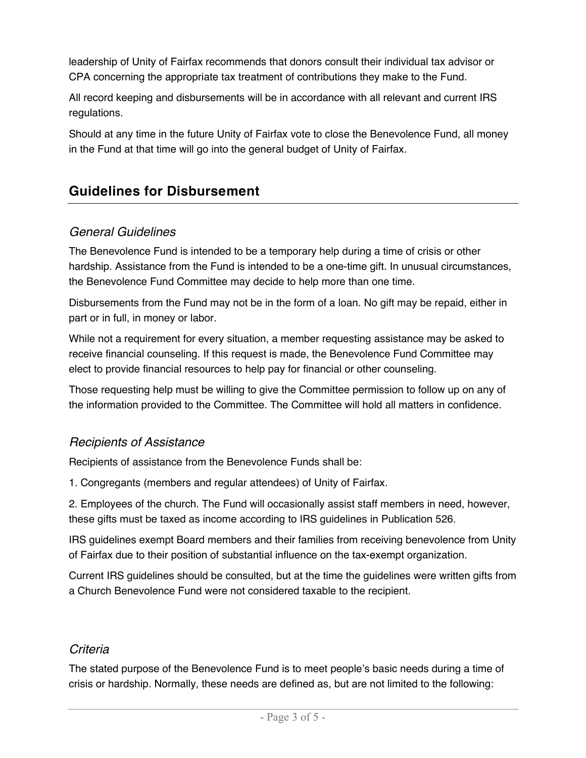leadership of Unity of Fairfax recommends that donors consult their individual tax advisor or CPA concerning the appropriate tax treatment of contributions they make to the Fund.

All record keeping and disbursements will be in accordance with all relevant and current IRS regulations.

Should at any time in the future Unity of Fairfax vote to close the Benevolence Fund, all money in the Fund at that time will go into the general budget of Unity of Fairfax.

## Guidelines for Disbursement

### *General Guidelines*

The Benevolence Fund is intended to be a temporary help during a time of crisis or other hardship. Assistance from the Fund is intended to be a one-time gift. In unusual circumstances, the Benevolence Fund Committee may decide to help more than one time.

Disbursements from the Fund may not be in the form of a loan. No gift may be repaid, either in part or in full, in money or labor.

While not a requirement for every situation, a member requesting assistance may be asked to receive financial counseling. If this request is made, the Benevolence Fund Committee may elect to provide financial resources to help pay for financial or other counseling.

Those requesting help must be willing to give the Committee permission to follow up on any of the information provided to the Committee. The Committee will hold all matters in confidence.

### *Recipients of Assistance*

Recipients of assistance from the Benevolence Funds shall be:

1. Congregants (members and regular attendees) of Unity of Fairfax.

2. Employees of the church. The Fund will occasionally assist staff members in need, however, these gifts must be taxed as income according to IRS guidelines in Publication 526.

IRS guidelines exempt Board members and their families from receiving benevolence from Unity of Fairfax due to their position of substantial influence on the tax-exempt organization.

Current IRS guidelines should be consulted, but at the time the guidelines were written gifts from a Church Benevolence Fund were not considered taxable to the recipient.

### *Criteria*

The stated purpose of the Benevolence Fund is to meet people's basic needs during a time of crisis or hardship. Normally, these needs are defined as, but are not limited to the following: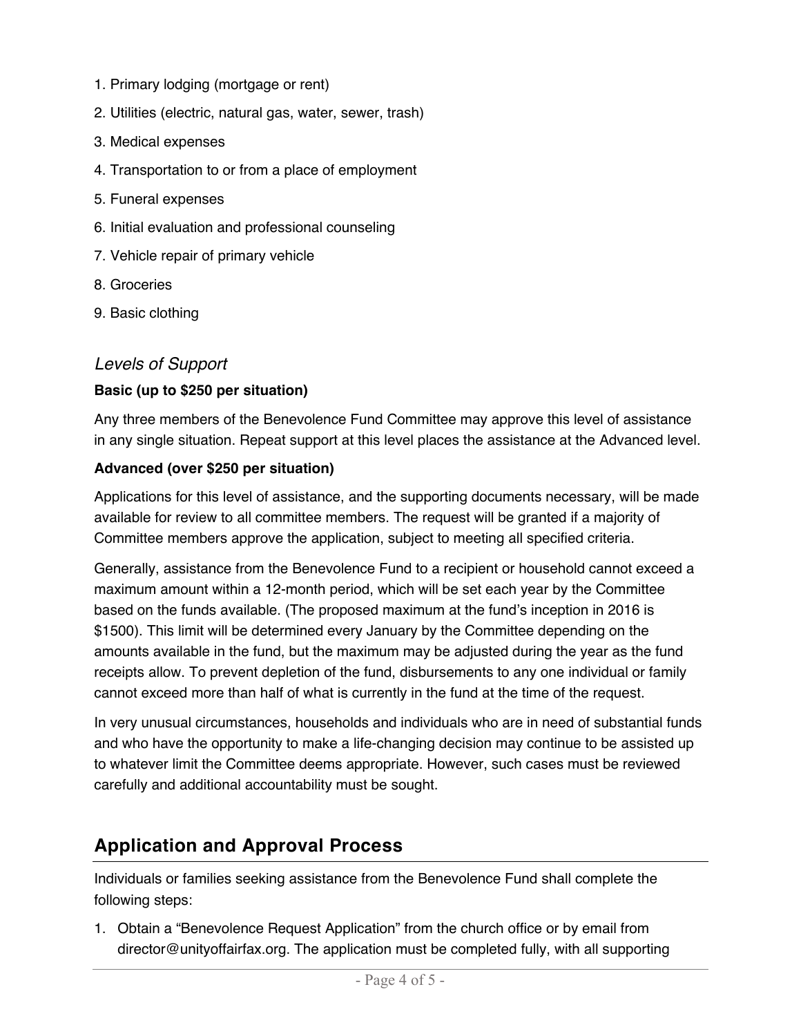1. Primary lodging (mortgage or rent)
2. Utilities (electric, natural gas, water, sewer, trash)
3. Medical expenses
4. Transportation to or from a place of employment
5. Funeral expenses
6. Initial evaluation and professional counseling
7. Vehicle repair of primary vehicle
8. Groceries
9. Basic clothing

### *Levels of Support*

**Basic (up to $250 per situation)**

Any three members of the Benevolence Fund Committee may approve this level of assistance in any single situation. Repeat support at this level places the assistance at the Advanced level.

**Advanced (over $250 per situation)**

Applications for this level of assistance, and the supporting documents necessary, will be made available for review to all committee members. The request will be granted if a majority of Committee members approve the application, subject to meeting all specified criteria.

Generally, assistance from the Benevolence Fund to a recipient or household cannot exceed a maximum amount within a 12-month period, which will be set each year by the Committee based on the funds available. (The proposed maximum at the fund's inception in 2016 is $1500). This limit will be determined every January by the Committee depending on the amounts available in the fund, but the maximum may be adjusted during the year as the fund receipts allow. To prevent depletion of the fund, disbursements to any one individual or family cannot exceed more than half of what is currently in the fund at the time of the request.

In very unusual circumstances, households and individuals who are in need of substantial funds and who have the opportunity to make a life-changing decision may continue to be assisted up to whatever limit the Committee deems appropriate. However, such cases must be reviewed carefully and additional accountability must be sought.

## Application and Approval Process

Individuals or families seeking assistance from the Benevolence Fund shall complete the following steps:

1. Obtain a "Benevolence Request Application" from the church office or by email from director@unityoffairfax.org. The application must be completed fully, with all supporting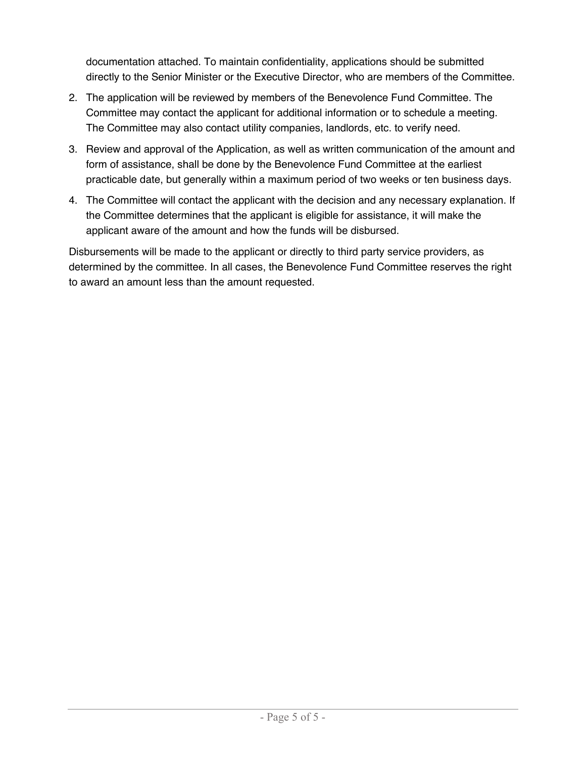documentation attached. To maintain confidentiality, applications should be submitted directly to the Senior Minister or the Executive Director, who are members of the Committee.

2. The application will be reviewed by members of the Benevolence Fund Committee. The Committee may contact the applicant for additional information or to schedule a meeting. The Committee may also contact utility companies, landlords, etc. to verify need.
3. Review and approval of the Application, as well as written communication of the amount and form of assistance, shall be done by the Benevolence Fund Committee at the earliest practicable date, but generally within a maximum period of two weeks or ten business days.
4. The Committee will contact the applicant with the decision and any necessary explanation. If the Committee determines that the applicant is eligible for assistance, it will make the applicant aware of the amount and how the funds will be disbursed.

Disbursements will be made to the applicant or directly to third party service providers, as determined by the committee. In all cases, the Benevolence Fund Committee reserves the right to award an amount less than the amount requested.